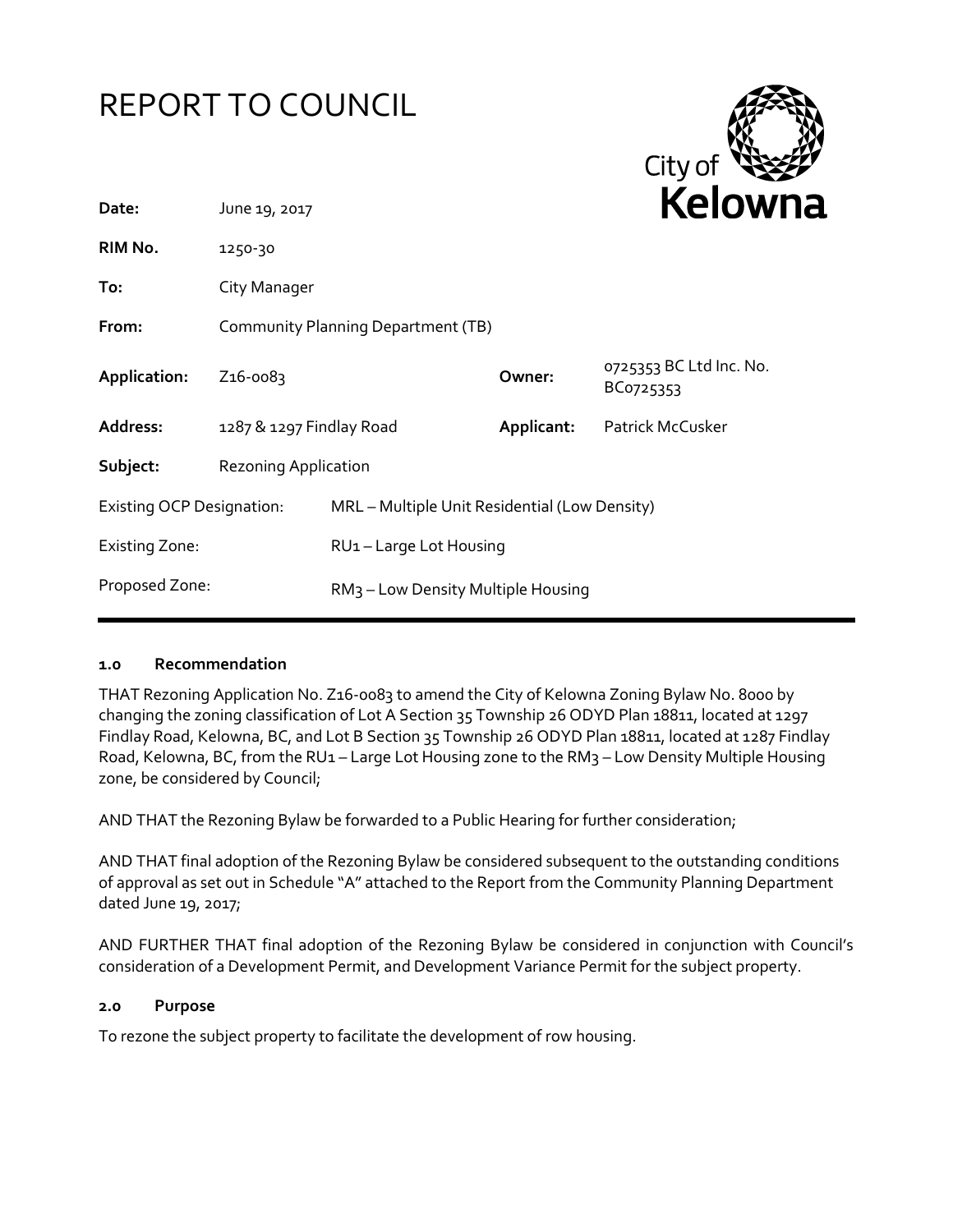# REPORT TO COUNCIL

City of Kelowna

| | | | |
|---|---|---|---|
| **Date:** | June 19, 2017 | | |
| **RIM No.** | 1250-30 | | |
| **To:** | City Manager | | |
| **From:** | Community Planning Department (TB) | | |
| **Application:** | Z16-0083 | **Owner:** | 0725353 BC Ltd Inc. No. BC0725353 |
| **Address:** | 1287 & 1297 Findlay Road | **Applicant:** | Patrick McCusker |
| **Subject:** | Rezoning Application | | |
| Existing OCP Designation: | MRL – Multiple Unit Residential (Low Density) | | |
| Existing Zone: | RU1 – Large Lot Housing | | |
| Proposed Zone: | RM3 – Low Density Multiple Housing | | |

## 1.0 Recommendation

THAT Rezoning Application No. Z16-0083 to amend the City of Kelowna Zoning Bylaw No. 8000 by changing the zoning classification of Lot A Section 35 Township 26 ODYD Plan 18811, located at 1297 Findlay Road, Kelowna, BC, and Lot B Section 35 Township 26 ODYD Plan 18811, located at 1287 Findlay Road, Kelowna, BC, from the RU1 – Large Lot Housing zone to the RM3 – Low Density Multiple Housing zone, be considered by Council;

AND THAT the Rezoning Bylaw be forwarded to a Public Hearing for further consideration;

AND THAT final adoption of the Rezoning Bylaw be considered subsequent to the outstanding conditions of approval as set out in Schedule "A" attached to the Report from the Community Planning Department dated June 19, 2017;

AND FURTHER THAT final adoption of the Rezoning Bylaw be considered in conjunction with Council's consideration of a Development Permit, and Development Variance Permit for the subject property.

## 2.0 Purpose

To rezone the subject property to facilitate the development of row housing.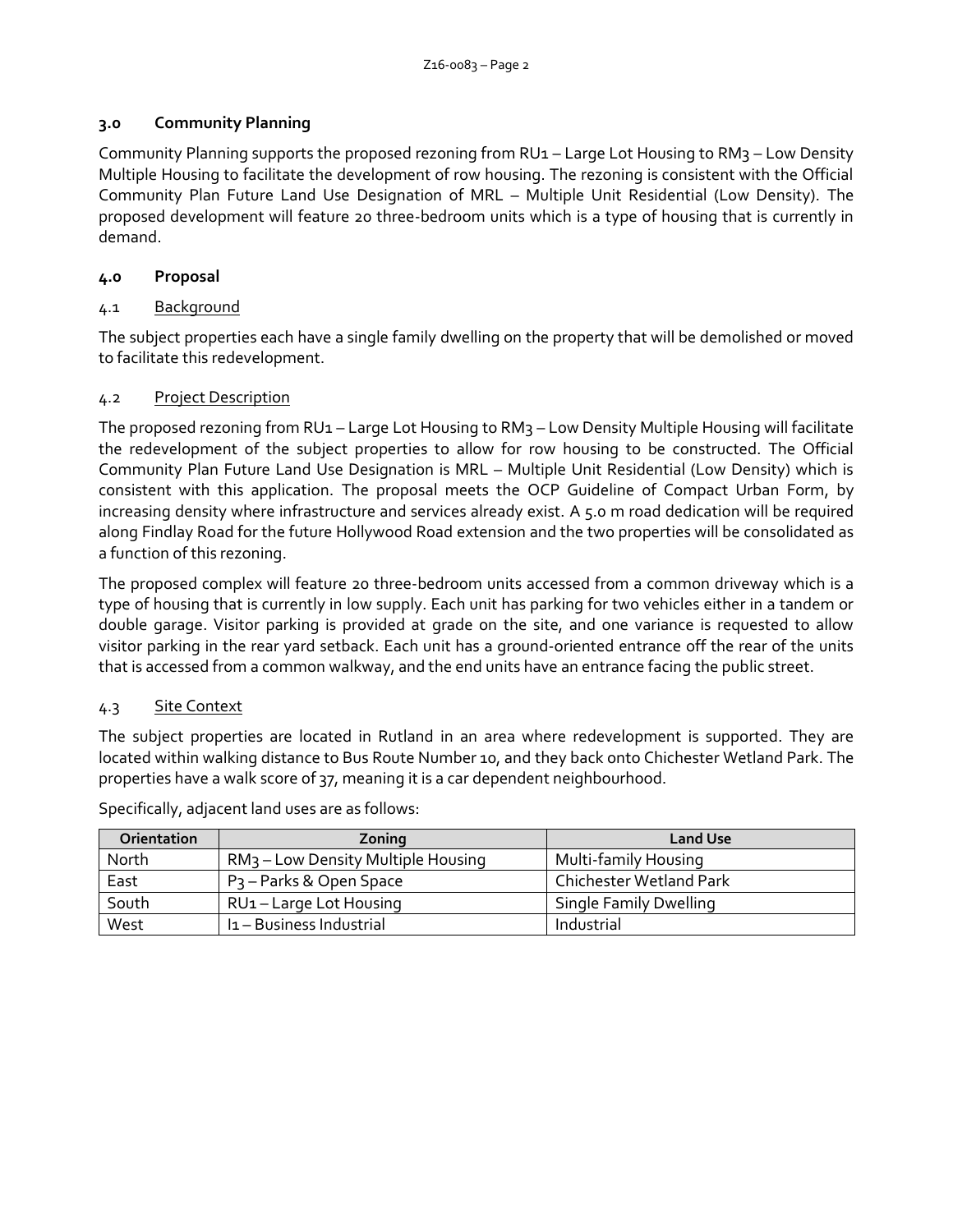## 3.0 Community Planning

Community Planning supports the proposed rezoning from RU1 – Large Lot Housing to RM3 – Low Density Multiple Housing to facilitate the development of row housing. The rezoning is consistent with the Official Community Plan Future Land Use Designation of MRL – Multiple Unit Residential (Low Density). The proposed development will feature 20 three-bedroom units which is a type of housing that is currently in demand.

## 4.0 Proposal

### 4.1 Background

The subject properties each have a single family dwelling on the property that will be demolished or moved to facilitate this redevelopment.

### 4.2 Project Description

The proposed rezoning from RU1 – Large Lot Housing to RM3 – Low Density Multiple Housing will facilitate the redevelopment of the subject properties to allow for row housing to be constructed. The Official Community Plan Future Land Use Designation is MRL – Multiple Unit Residential (Low Density) which is consistent with this application. The proposal meets the OCP Guideline of Compact Urban Form, by increasing density where infrastructure and services already exist. A 5.0 m road dedication will be required along Findlay Road for the future Hollywood Road extension and the two properties will be consolidated as a function of this rezoning.

The proposed complex will feature 20 three-bedroom units accessed from a common driveway which is a type of housing that is currently in low supply. Each unit has parking for two vehicles either in a tandem or double garage. Visitor parking is provided at grade on the site, and one variance is requested to allow visitor parking in the rear yard setback. Each unit has a ground-oriented entrance off the rear of the units that is accessed from a common walkway, and the end units have an entrance facing the public street.

### 4.3 Site Context

The subject properties are located in Rutland in an area where redevelopment is supported. They are located within walking distance to Bus Route Number 10, and they back onto Chichester Wetland Park. The properties have a walk score of 37, meaning it is a car dependent neighbourhood.

Specifically, adjacent land uses are as follows:

| Orientation | Zoning | Land Use |
|---|---|---|
| North | RM3 – Low Density Multiple Housing | Multi-family Housing |
| East | P3 – Parks & Open Space | Chichester Wetland Park |
| South | RU1 – Large Lot Housing | Single Family Dwelling |
| West | I1 – Business Industrial | Industrial |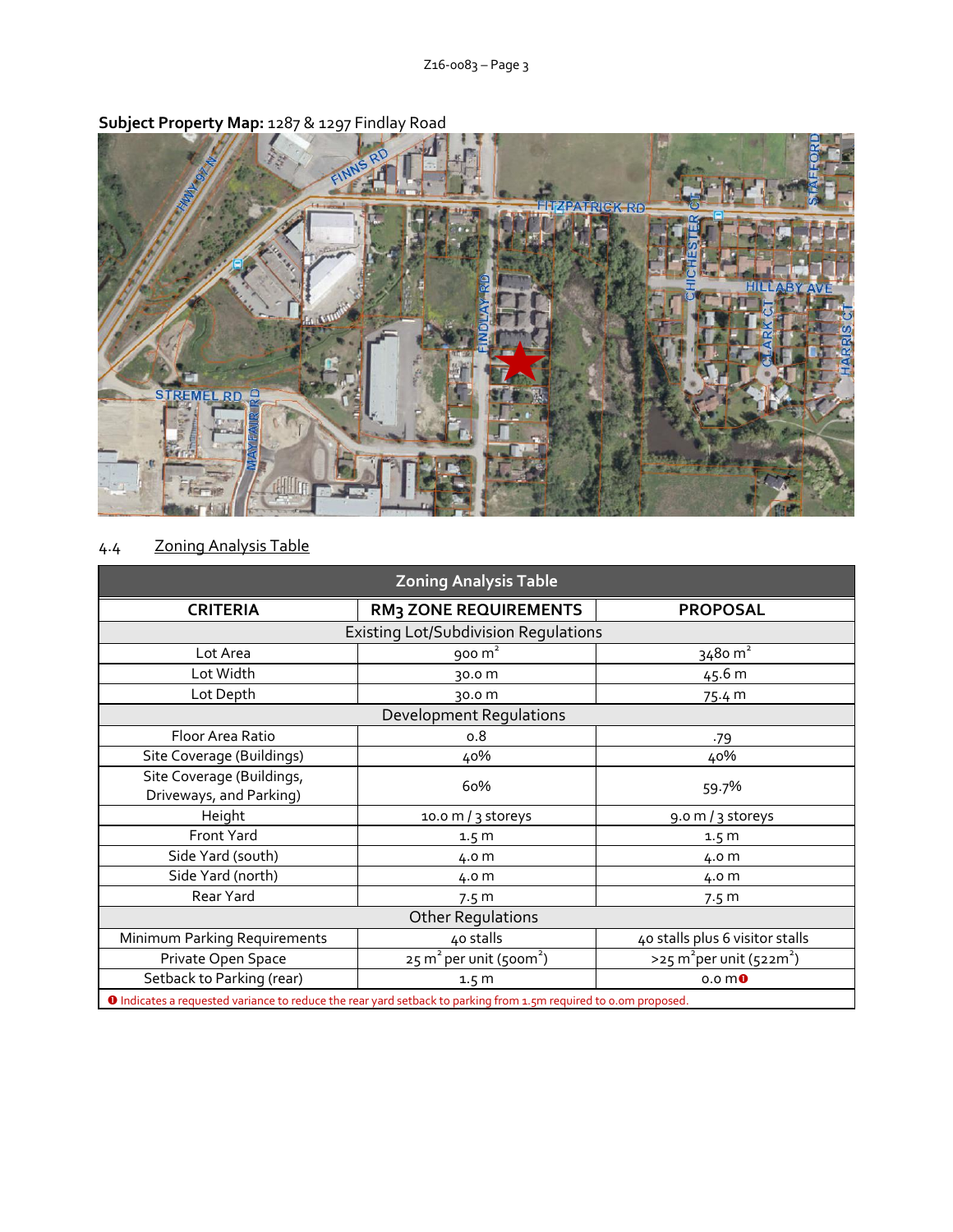**Subject Property Map:** 1287 & 1297 Findlay Road

## 4.4 Zoning Analysis Table

| Zoning Analysis Table | | |
|---|---|---|
| **CRITERIA** | **RM3 ZONE REQUIREMENTS** | **PROPOSAL** |
| Existing Lot/Subdivision Regulations | | |
| Lot Area | 900 $m^2$ | 3480 $m^2$ |
| Lot Width | 30.0 m | 45.6 m |
| Lot Depth | 30.0 m | 75.4 m |
| Development Regulations | | |
| Floor Area Ratio | 0.8 | .79 |
| Site Coverage (Buildings) | 40% | 40% |
| Site Coverage (Buildings, Driveways, and Parking) | 60% | 59.7% |
| Height | 10.0 m / 3 storeys | 9.0 m / 3 storeys |
| Front Yard | 1.5 m | 1.5 m |
| Side Yard (south) | 4.0 m | 4.0 m |
| Side Yard (north) | 4.0 m | 4.0 m |
| Rear Yard | 7.5 m | 7.5 m |
| Other Regulations | | |
| Minimum Parking Requirements | 40 stalls | 40 stalls plus 6 visitor stalls |
| Private Open Space | 25 $m^2$ per unit (500$m^2$) | >25 $m^2$ per unit (522$m^2$) |
| Setback to Parking (rear) | 1.5 m | 0.0 m ❶ |

❶ Indicates a requested variance to reduce the rear yard setback to parking from 1.5m required to 0.0m proposed.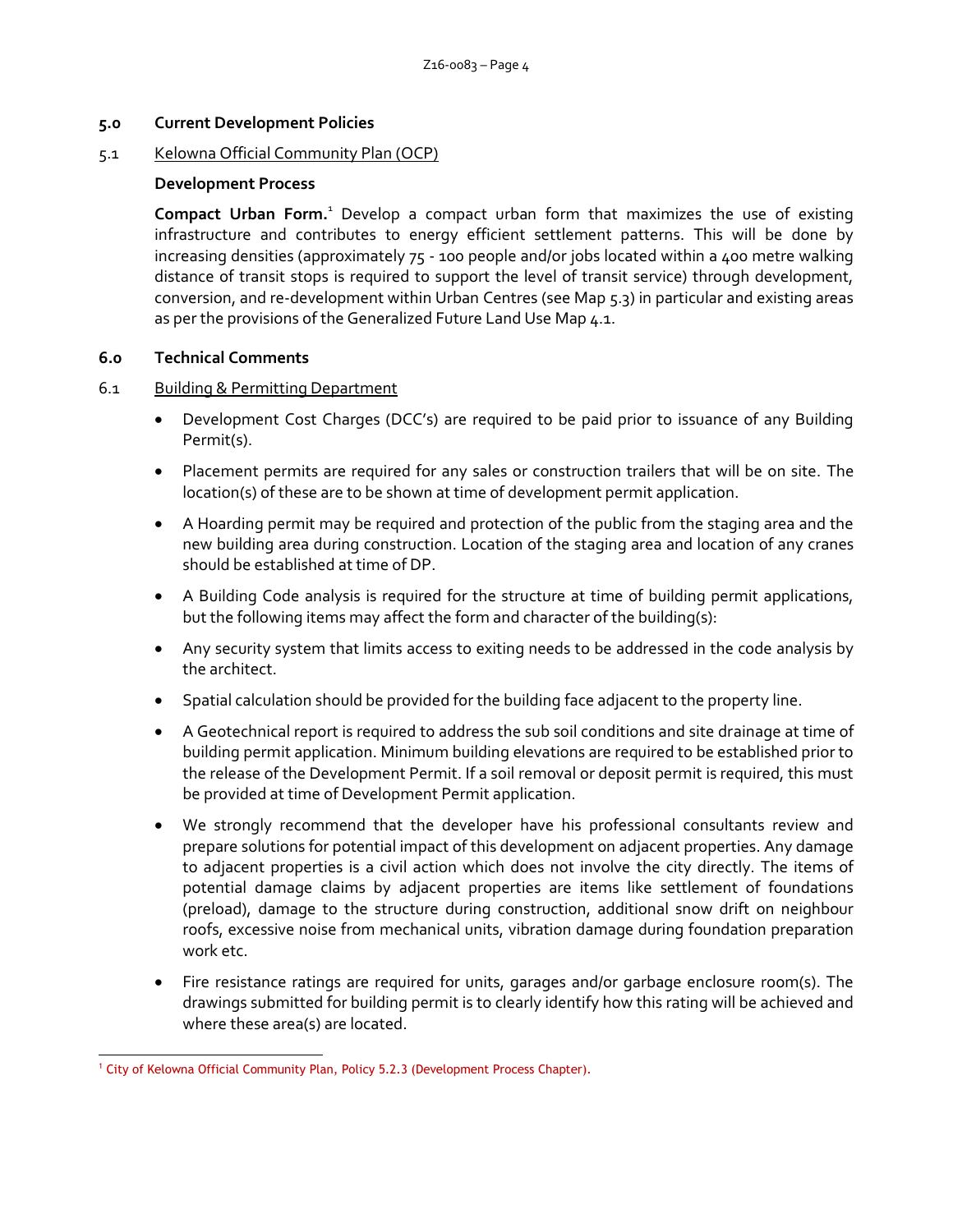## 5.0 Current Development Policies

### 5.1 Kelowna Official Community Plan (OCP)

**Development Process**

**Compact Urban Form.**[1] Develop a compact urban form that maximizes the use of existing infrastructure and contributes to energy efficient settlement patterns. This will be done by increasing densities (approximately 75 - 100 people and/or jobs located within a 400 metre walking distance of transit stops is required to support the level of transit service) through development, conversion, and re-development within Urban Centres (see Map 5.3) in particular and existing areas as per the provisions of the Generalized Future Land Use Map 4.1.

## 6.0 Technical Comments

### 6.1 Building & Permitting Department

- Development Cost Charges (DCC's) are required to be paid prior to issuance of any Building Permit(s).
- Placement permits are required for any sales or construction trailers that will be on site. The location(s) of these are to be shown at time of development permit application.
- A Hoarding permit may be required and protection of the public from the staging area and the new building area during construction. Location of the staging area and location of any cranes should be established at time of DP.
- A Building Code analysis is required for the structure at time of building permit applications, but the following items may affect the form and character of the building(s):
- Any security system that limits access to exiting needs to be addressed in the code analysis by the architect.
- Spatial calculation should be provided for the building face adjacent to the property line.
- A Geotechnical report is required to address the sub soil conditions and site drainage at time of building permit application. Minimum building elevations are required to be established prior to the release of the Development Permit. If a soil removal or deposit permit is required, this must be provided at time of Development Permit application.
- We strongly recommend that the developer have his professional consultants review and prepare solutions for potential impact of this development on adjacent properties. Any damage to adjacent properties is a civil action which does not involve the city directly. The items of potential damage claims by adjacent properties are items like settlement of foundations (preload), damage to the structure during construction, additional snow drift on neighbour roofs, excessive noise from mechanical units, vibration damage during foundation preparation work etc.
- Fire resistance ratings are required for units, garages and/or garbage enclosure room(s). The drawings submitted for building permit is to clearly identify how this rating will be achieved and where these area(s) are located.

---

[1] City of Kelowna Official Community Plan, Policy 5.2.3 (Development Process Chapter).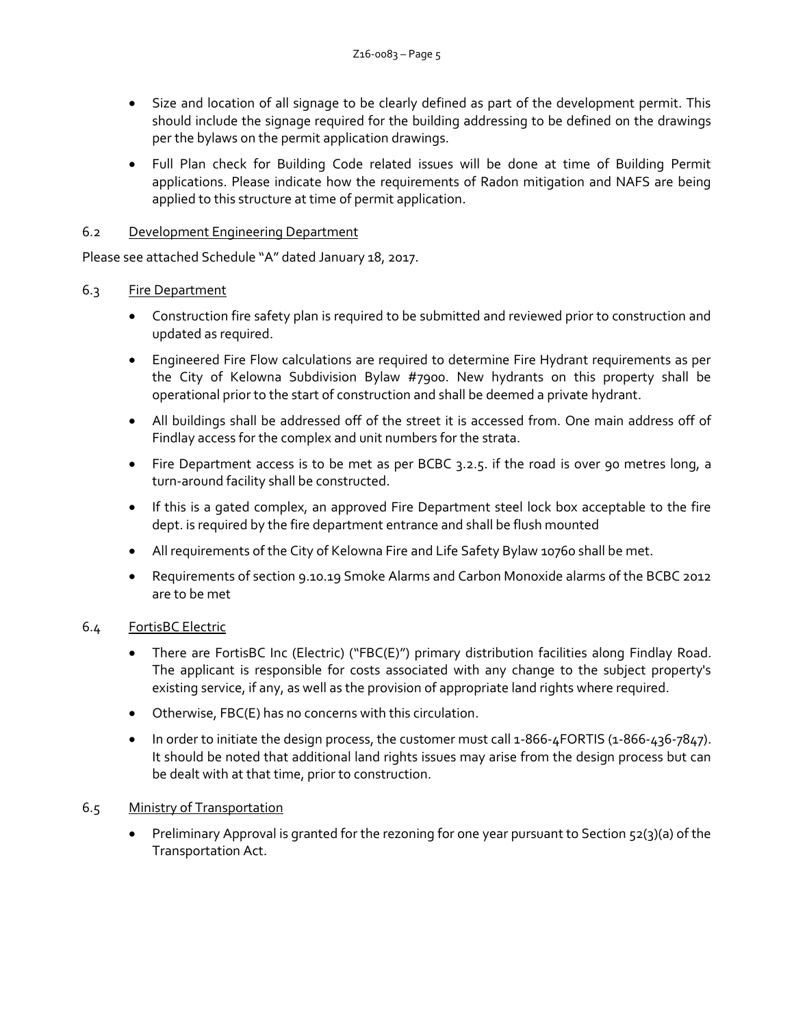- Size and location of all signage to be clearly defined as part of the development permit. This should include the signage required for the building addressing to be defined on the drawings per the bylaws on the permit application drawings.
- Full Plan check for Building Code related issues will be done at time of Building Permit applications. Please indicate how the requirements of Radon mitigation and NAFS are being applied to this structure at time of permit application.

## 6.2 Development Engineering Department

Please see attached Schedule "A" dated January 18, 2017.

## 6.3 Fire Department

- Construction fire safety plan is required to be submitted and reviewed prior to construction and updated as required.
- Engineered Fire Flow calculations are required to determine Fire Hydrant requirements as per the City of Kelowna Subdivision Bylaw #7900. New hydrants on this property shall be operational prior to the start of construction and shall be deemed a private hydrant.
- All buildings shall be addressed off of the street it is accessed from. One main address off of Findlay access for the complex and unit numbers for the strata.
- Fire Department access is to be met as per BCBC 3.2.5. if the road is over 90 metres long, a turn-around facility shall be constructed.
- If this is a gated complex, an approved Fire Department steel lock box acceptable to the fire dept. is required by the fire department entrance and shall be flush mounted
- All requirements of the City of Kelowna Fire and Life Safety Bylaw 10760 shall be met.
- Requirements of section 9.10.19 Smoke Alarms and Carbon Monoxide alarms of the BCBC 2012 are to be met

## 6.4 FortisBC Electric

- There are FortisBC Inc (Electric) ("FBC(E)") primary distribution facilities along Findlay Road. The applicant is responsible for costs associated with any change to the subject property's existing service, if any, as well as the provision of appropriate land rights where required.
- Otherwise, FBC(E) has no concerns with this circulation.
- In order to initiate the design process, the customer must call 1-866-4FORTIS (1-866-436-7847). It should be noted that additional land rights issues may arise from the design process but can be dealt with at that time, prior to construction.

## 6.5 Ministry of Transportation

- Preliminary Approval is granted for the rezoning for one year pursuant to Section 52(3)(a) of the Transportation Act.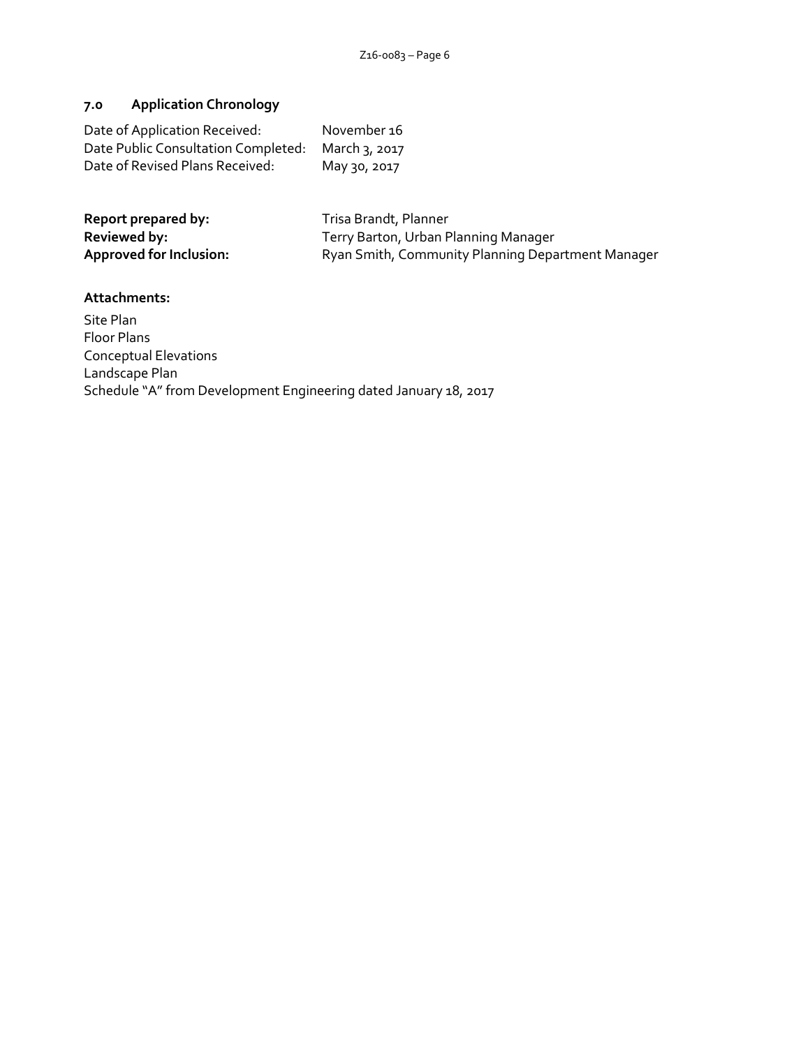## 7.0 Application Chronology

| | |
|---|---|
| Date of Application Received: | November 16 |
| Date Public Consultation Completed: | March 3, 2017 |
| Date of Revised Plans Received: | May 30, 2017 |

| | |
|---|---|
| **Report prepared by:** | Trisa Brandt, Planner |
| **Reviewed by:** | Terry Barton, Urban Planning Manager |
| **Approved for Inclusion:** | Ryan Smith, Community Planning Department Manager |

**Attachments:**

Site Plan
Floor Plans
Conceptual Elevations
Landscape Plan
Schedule "A" from Development Engineering dated January 18, 2017